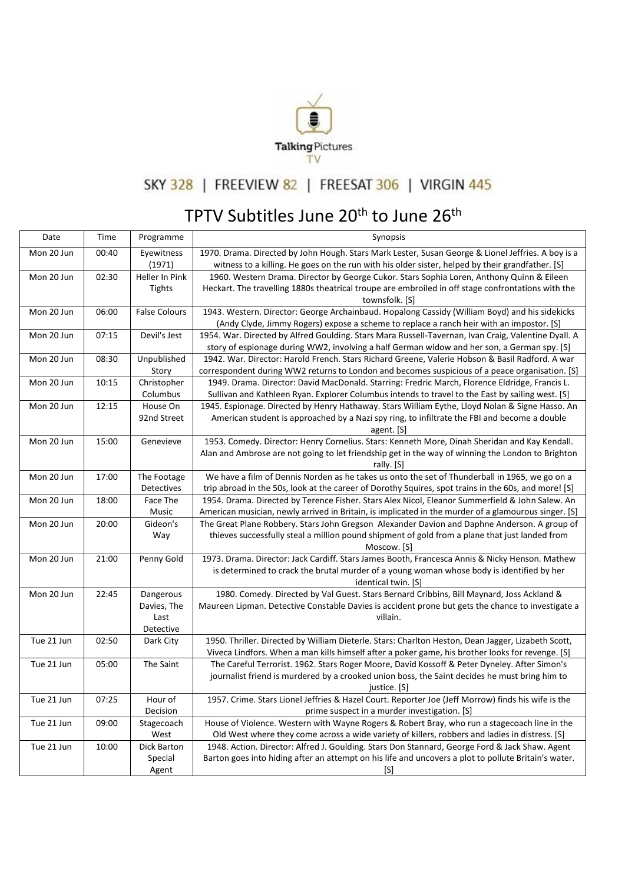Talking Pictures TV

SKY 328 | FREEVIEW 82 | FREESAT 306 | VIRGIN 445

# TPTV Subtitles June 20th to June 26th

| Date | Time | Programme | Synopsis |
|---|---|---|---|
| Mon 20 Jun | 00:40 | Eyewitness (1971) | 1970. Drama. Directed by John Hough. Stars Mark Lester, Susan George & Lionel Jeffries. A boy is a witness to a killing. He goes on the run with his older sister, helped by their grandfather. [S] |
| Mon 20 Jun | 02:30 | Heller In Pink Tights | 1960. Western Drama. Director by George Cukor. Stars Sophia Loren, Anthony Quinn & Eileen Heckart. The travelling 1880s theatrical troupe are embroiled in off stage confrontations with the townsfolk. [S] |
| Mon 20 Jun | 06:00 | False Colours | 1943. Western. Director: George Archainbaud. Hopalong Cassidy (William Boyd) and his sidekicks (Andy Clyde, Jimmy Rogers) expose a scheme to replace a ranch heir with an impostor. [S] |
| Mon 20 Jun | 07:15 | Devil's Jest | 1954. War. Directed by Alfred Goulding. Stars Mara Russell-Tavernan, Ivan Craig, Valentine Dyall. A story of espionage during WW2, involving a half German widow and her son, a German spy. [S] |
| Mon 20 Jun | 08:30 | Unpublished Story | 1942. War. Director: Harold French. Stars Richard Greene, Valerie Hobson & Basil Radford. A war correspondent during WW2 returns to London and becomes suspicious of a peace organisation. [S] |
| Mon 20 Jun | 10:15 | Christopher Columbus | 1949. Drama. Director: David MacDonald. Starring: Fredric March, Florence Eldridge, Francis L. Sullivan and Kathleen Ryan. Explorer Columbus intends to travel to the East by sailing west. [S] |
| Mon 20 Jun | 12:15 | House On 92nd Street | 1945. Espionage. Directed by Henry Hathaway. Stars William Eythe, Lloyd Nolan & Signe Hasso. An American student is approached by a Nazi spy ring, to infiltrate the FBI and become a double agent. [S] |
| Mon 20 Jun | 15:00 | Genevieve | 1953. Comedy. Director: Henry Cornelius. Stars: Kenneth More, Dinah Sheridan and Kay Kendall. Alan and Ambrose are not going to let friendship get in the way of winning the London to Brighton rally. [S] |
| Mon 20 Jun | 17:00 | The Footage Detectives | We have a film of Dennis Norden as he takes us onto the set of Thunderball in 1965, we go on a trip abroad in the 50s, look at the career of Dorothy Squires, spot trains in the 60s, and more! [S] |
| Mon 20 Jun | 18:00 | Face The Music | 1954. Drama. Directed by Terence Fisher. Stars Alex Nicol, Eleanor Summerfield & John Salew. An American musician, newly arrived in Britain, is implicated in the murder of a glamourous singer. [S] |
| Mon 20 Jun | 20:00 | Gideon's Way | The Great Plane Robbery. Stars John Gregson Alexander Davion and Daphne Anderson. A group of thieves successfully steal a million pound shipment of gold from a plane that just landed from Moscow. [S] |
| Mon 20 Jun | 21:00 | Penny Gold | 1973. Drama. Director: Jack Cardiff. Stars James Booth, Francesca Annis & Nicky Henson. Mathew is determined to crack the brutal murder of a young woman whose body is identified by her identical twin. [S] |
| Mon 20 Jun | 22:45 | Dangerous Davies, The Last Detective | 1980. Comedy. Directed by Val Guest. Stars Bernard Cribbins, Bill Maynard, Joss Ackland & Maureen Lipman. Detective Constable Davies is accident prone but gets the chance to investigate a villain. |
| Tue 21 Jun | 02:50 | Dark City | 1950. Thriller. Directed by William Dieterle. Stars: Charlton Heston, Dean Jagger, Lizabeth Scott, Viveca Lindfors. When a man kills himself after a poker game, his brother looks for revenge. [S] |
| Tue 21 Jun | 05:00 | The Saint | The Careful Terrorist. 1962. Stars Roger Moore, David Kossoff & Peter Dyneley. After Simon's journalist friend is murdered by a crooked union boss, the Saint decides he must bring him to justice. [S] |
| Tue 21 Jun | 07:25 | Hour of Decision | 1957. Crime. Stars Lionel Jeffries & Hazel Court. Reporter Joe (Jeff Morrow) finds his wife is the prime suspect in a murder investigation. [S] |
| Tue 21 Jun | 09:00 | Stagecoach West | House of Violence. Western with Wayne Rogers & Robert Bray, who run a stagecoach line in the Old West where they come across a wide variety of killers, robbers and ladies in distress. [S] |
| Tue 21 Jun | 10:00 | Dick Barton Special Agent | 1948. Action. Director: Alfred J. Goulding. Stars Don Stannard, George Ford & Jack Shaw. Agent Barton goes into hiding after an attempt on his life and uncovers a plot to pollute Britain's water. [S] |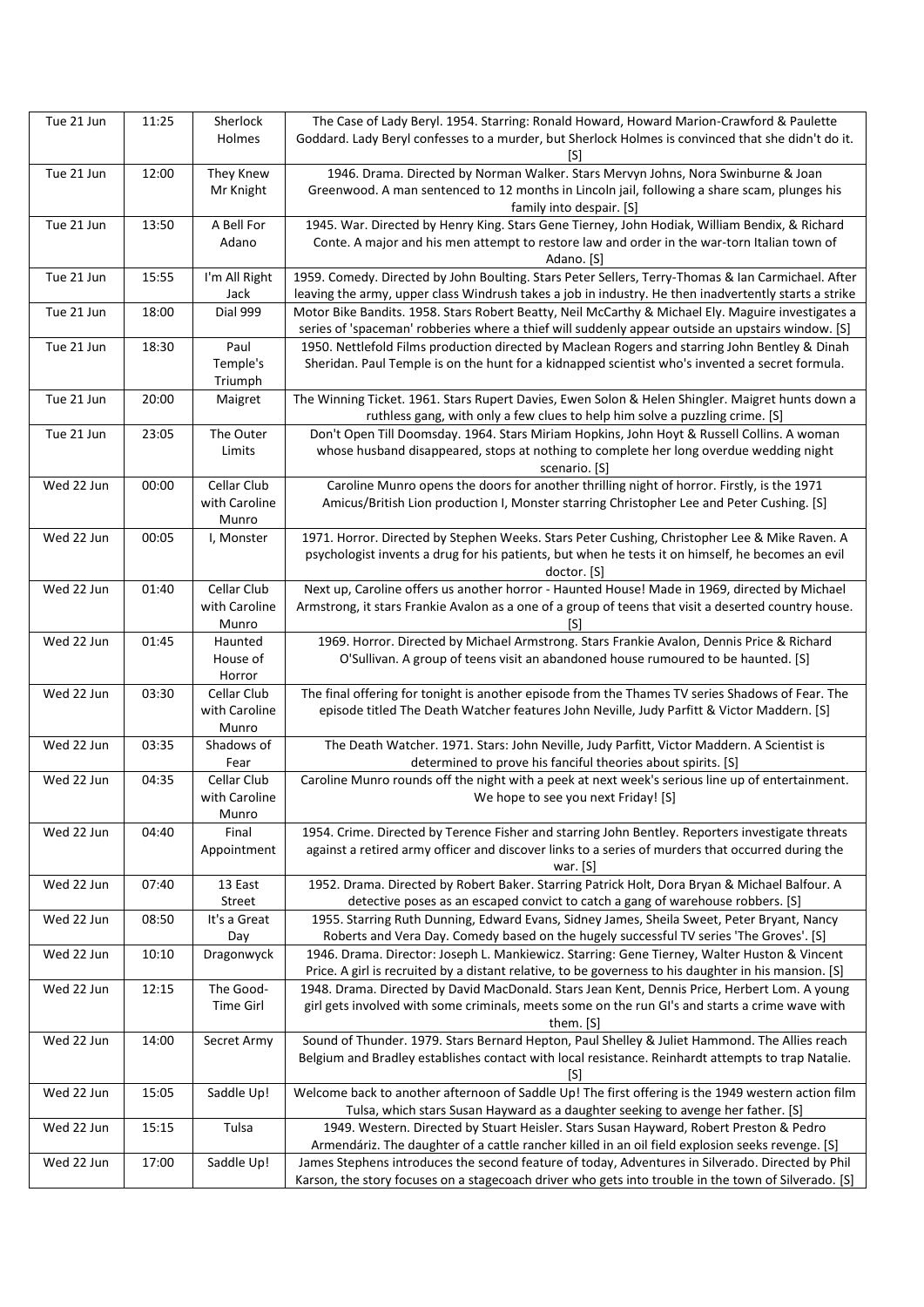| Tue 21 Jun | 11:25 | Sherlock Holmes | The Case of Lady Beryl. 1954. Starring: Ronald Howard, Howard Marion-Crawford & Paulette Goddard. Lady Beryl confesses to a murder, but Sherlock Holmes is convinced that she didn't do it. [S] |
|---|---|---|---|
| Tue 21 Jun | 12:00 | They Knew Mr Knight | 1946. Drama. Directed by Norman Walker. Stars Mervyn Johns, Nora Swinburne & Joan Greenwood. A man sentenced to 12 months in Lincoln jail, following a share scam, plunges his family into despair. [S] |
| Tue 21 Jun | 13:50 | A Bell For Adano | 1945. War. Directed by Henry King. Stars Gene Tierney, John Hodiak, William Bendix, & Richard Conte. A major and his men attempt to restore law and order in the war-torn Italian town of Adano. [S] |
| Tue 21 Jun | 15:55 | I'm All Right Jack | 1959. Comedy. Directed by John Boulting. Stars Peter Sellers, Terry-Thomas & Ian Carmichael. After leaving the army, upper class Windrush takes a job in industry. He then inadvertently starts a strike |
| Tue 21 Jun | 18:00 | Dial 999 | Motor Bike Bandits. 1958. Stars Robert Beatty, Neil McCarthy & Michael Ely. Maguire investigates a series of 'spaceman' robberies where a thief will suddenly appear outside an upstairs window. [S] |
| Tue 21 Jun | 18:30 | Paul Temple's Triumph | 1950. Nettlefold Films production directed by Maclean Rogers and starring John Bentley & Dinah Sheridan. Paul Temple is on the hunt for a kidnapped scientist who's invented a secret formula. |
| Tue 21 Jun | 20:00 | Maigret | The Winning Ticket. 1961. Stars Rupert Davies, Ewen Solon & Helen Shingler. Maigret hunts down a ruthless gang, with only a few clues to help him solve a puzzling crime. [S] |
| Tue 21 Jun | 23:05 | The Outer Limits | Don't Open Till Doomsday. 1964. Stars Miriam Hopkins, John Hoyt & Russell Collins. A woman whose husband disappeared, stops at nothing to complete her long overdue wedding night scenario. [S] |
| Wed 22 Jun | 00:00 | Cellar Club with Caroline Munro | Caroline Munro opens the doors for another thrilling night of horror. Firstly, is the 1971 Amicus/British Lion production I, Monster starring Christopher Lee and Peter Cushing. [S] |
| Wed 22 Jun | 00:05 | I, Monster | 1971. Horror. Directed by Stephen Weeks. Stars Peter Cushing, Christopher Lee & Mike Raven. A psychologist invents a drug for his patients, but when he tests it on himself, he becomes an evil doctor. [S] |
| Wed 22 Jun | 01:40 | Cellar Club with Caroline Munro | Next up, Caroline offers us another horror - Haunted House! Made in 1969, directed by Michael Armstrong, it stars Frankie Avalon as a one of a group of teens that visit a deserted country house. [S] |
| Wed 22 Jun | 01:45 | Haunted House of Horror | 1969. Horror. Directed by Michael Armstrong. Stars Frankie Avalon, Dennis Price & Richard O'Sullivan. A group of teens visit an abandoned house rumoured to be haunted. [S] |
| Wed 22 Jun | 03:30 | Cellar Club with Caroline Munro | The final offering for tonight is another episode from the Thames TV series Shadows of Fear. The episode titled The Death Watcher features John Neville, Judy Parfitt & Victor Maddern. [S] |
| Wed 22 Jun | 03:35 | Shadows of Fear | The Death Watcher. 1971. Stars: John Neville, Judy Parfitt, Victor Maddern. A Scientist is determined to prove his fanciful theories about spirits. [S] |
| Wed 22 Jun | 04:35 | Cellar Club with Caroline Munro | Caroline Munro rounds off the night with a peek at next week's serious line up of entertainment. We hope to see you next Friday! [S] |
| Wed 22 Jun | 04:40 | Final Appointment | 1954. Crime. Directed by Terence Fisher and starring John Bentley. Reporters investigate threats against a retired army officer and discover links to a series of murders that occurred during the war. [S] |
| Wed 22 Jun | 07:40 | 13 East Street | 1952. Drama. Directed by Robert Baker. Starring Patrick Holt, Dora Bryan & Michael Balfour. A detective poses as an escaped convict to catch a gang of warehouse robbers. [S] |
| Wed 22 Jun | 08:50 | It's a Great Day | 1955. Starring Ruth Dunning, Edward Evans, Sidney James, Sheila Sweet, Peter Bryant, Nancy Roberts and Vera Day. Comedy based on the hugely successful TV series 'The Groves'. [S] |
| Wed 22 Jun | 10:10 | Dragonwyck | 1946. Drama. Director: Joseph L. Mankiewicz. Starring: Gene Tierney, Walter Huston & Vincent Price. A girl is recruited by a distant relative, to be governess to his daughter in his mansion. [S] |
| Wed 22 Jun | 12:15 | The Good-Time Girl | 1948. Drama. Directed by David MacDonald. Stars Jean Kent, Dennis Price, Herbert Lom. A young girl gets involved with some criminals, meets some on the run GI's and starts a crime wave with them. [S] |
| Wed 22 Jun | 14:00 | Secret Army | Sound of Thunder. 1979. Stars Bernard Hepton, Paul Shelley & Juliet Hammond. The Allies reach Belgium and Bradley establishes contact with local resistance. Reinhardt attempts to trap Natalie. [S] |
| Wed 22 Jun | 15:05 | Saddle Up! | Welcome back to another afternoon of Saddle Up! The first offering is the 1949 western action film Tulsa, which stars Susan Hayward as a daughter seeking to avenge her father. [S] |
| Wed 22 Jun | 15:15 | Tulsa | 1949. Western. Directed by Stuart Heisler. Stars Susan Hayward, Robert Preston & Pedro Armendáriz. The daughter of a cattle rancher killed in an oil field explosion seeks revenge. [S] |
| Wed 22 Jun | 17:00 | Saddle Up! | James Stephens introduces the second feature of today, Adventures in Silverado. Directed by Phil Karson, the story focuses on a stagecoach driver who gets into trouble in the town of Silverado. [S] |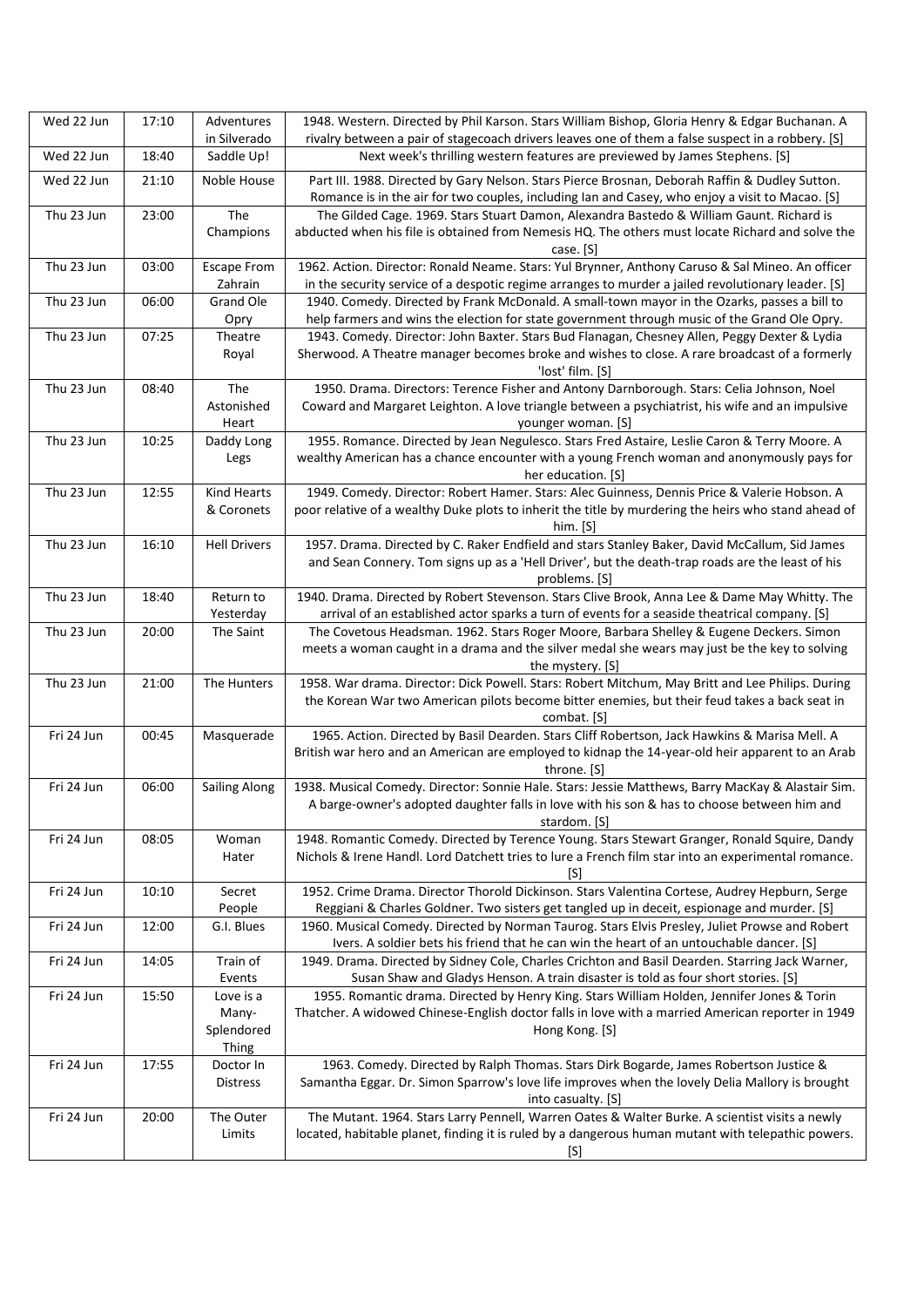| Wed 22 Jun | 17:10 | Adventures in Silverado | 1948. Western. Directed by Phil Karson. Stars William Bishop, Gloria Henry & Edgar Buchanan. A rivalry between a pair of stagecoach drivers leaves one of them a false suspect in a robbery. [S] |
|---|---|---|---|
| Wed 22 Jun | 18:40 | Saddle Up! | Next week's thrilling western features are previewed by James Stephens. [S] |
| Wed 22 Jun | 21:10 | Noble House | Part III. 1988. Directed by Gary Nelson. Stars Pierce Brosnan, Deborah Raffin & Dudley Sutton. Romance is in the air for two couples, including Ian and Casey, who enjoy a visit to Macao. [S] |
| Thu 23 Jun | 23:00 | The Champions | The Gilded Cage. 1969. Stars Stuart Damon, Alexandra Bastedo & William Gaunt. Richard is abducted when his file is obtained from Nemesis HQ. The others must locate Richard and solve the case. [S] |
| Thu 23 Jun | 03:00 | Escape From Zahrain | 1962. Action. Director: Ronald Neame. Stars: Yul Brynner, Anthony Caruso & Sal Mineo. An officer in the security service of a despotic regime arranges to murder a jailed revolutionary leader. [S] |
| Thu 23 Jun | 06:00 | Grand Ole Opry | 1940. Comedy. Directed by Frank McDonald. A small-town mayor in the Ozarks, passes a bill to help farmers and wins the election for state government through music of the Grand Ole Opry. |
| Thu 23 Jun | 07:25 | Theatre Royal | 1943. Comedy. Director: John Baxter. Stars Bud Flanagan, Chesney Allen, Peggy Dexter & Lydia Sherwood. A Theatre manager becomes broke and wishes to close. A rare broadcast of a formerly 'lost' film. [S] |
| Thu 23 Jun | 08:40 | The Astonished Heart | 1950. Drama. Directors: Terence Fisher and Antony Darnborough. Stars: Celia Johnson, Noel Coward and Margaret Leighton. A love triangle between a psychiatrist, his wife and an impulsive younger woman. [S] |
| Thu 23 Jun | 10:25 | Daddy Long Legs | 1955. Romance. Directed by Jean Negulesco. Stars Fred Astaire, Leslie Caron & Terry Moore. A wealthy American has a chance encounter with a young French woman and anonymously pays for her education. [S] |
| Thu 23 Jun | 12:55 | Kind Hearts & Coronets | 1949. Comedy. Director: Robert Hamer. Stars: Alec Guinness, Dennis Price & Valerie Hobson. A poor relative of a wealthy Duke plots to inherit the title by murdering the heirs who stand ahead of him. [S] |
| Thu 23 Jun | 16:10 | Hell Drivers | 1957. Drama. Directed by C. Raker Endfield and stars Stanley Baker, David McCallum, Sid James and Sean Connery. Tom signs up as a 'Hell Driver', but the death-trap roads are the least of his problems. [S] |
| Thu 23 Jun | 18:40 | Return to Yesterday | 1940. Drama. Directed by Robert Stevenson. Stars Clive Brook, Anna Lee & Dame May Whitty. The arrival of an established actor sparks a turn of events for a seaside theatrical company. [S] |
| Thu 23 Jun | 20:00 | The Saint | The Covetous Headsman. 1962. Stars Roger Moore, Barbara Shelley & Eugene Deckers. Simon meets a woman caught in a drama and the silver medal she wears may just be the key to solving the mystery. [S] |
| Thu 23 Jun | 21:00 | The Hunters | 1958. War drama. Director: Dick Powell. Stars: Robert Mitchum, May Britt and Lee Philips. During the Korean War two American pilots become bitter enemies, but their feud takes a back seat in combat. [S] |
| Fri 24 Jun | 00:45 | Masquerade | 1965. Action. Directed by Basil Dearden. Stars Cliff Robertson, Jack Hawkins & Marisa Mell. A British war hero and an American are employed to kidnap the 14-year-old heir apparent to an Arab throne. [S] |
| Fri 24 Jun | 06:00 | Sailing Along | 1938. Musical Comedy. Director: Sonnie Hale. Stars: Jessie Matthews, Barry MacKay & Alastair Sim. A barge-owner's adopted daughter falls in love with his son & has to choose between him and stardom. [S] |
| Fri 24 Jun | 08:05 | Woman Hater | 1948. Romantic Comedy. Directed by Terence Young. Stars Stewart Granger, Ronald Squire, Dandy Nichols & Irene Handl. Lord Datchett tries to lure a French film star into an experimental romance. [S] |
| Fri 24 Jun | 10:10 | Secret People | 1952. Crime Drama. Director Thorold Dickinson. Stars Valentina Cortese, Audrey Hepburn, Serge Reggiani & Charles Goldner. Two sisters get tangled up in deceit, espionage and murder. [S] |
| Fri 24 Jun | 12:00 | G.I. Blues | 1960. Musical Comedy. Directed by Norman Taurog. Stars Elvis Presley, Juliet Prowse and Robert Ivers. A soldier bets his friend that he can win the heart of an untouchable dancer. [S] |
| Fri 24 Jun | 14:05 | Train of Events | 1949. Drama. Directed by Sidney Cole, Charles Crichton and Basil Dearden. Starring Jack Warner, Susan Shaw and Gladys Henson. A train disaster is told as four short stories. [S] |
| Fri 24 Jun | 15:50 | Love is a Many-Splendored Thing | 1955. Romantic drama. Directed by Henry King. Stars William Holden, Jennifer Jones & Torin Thatcher. A widowed Chinese-English doctor falls in love with a married American reporter in 1949 Hong Kong. [S] |
| Fri 24 Jun | 17:55 | Doctor In Distress | 1963. Comedy. Directed by Ralph Thomas. Stars Dirk Bogarde, James Robertson Justice & Samantha Eggar. Dr. Simon Sparrow's love life improves when the lovely Delia Mallory is brought into casualty. [S] |
| Fri 24 Jun | 20:00 | The Outer Limits | The Mutant. 1964. Stars Larry Pennell, Warren Oates & Walter Burke. A scientist visits a newly located, habitable planet, finding it is ruled by a dangerous human mutant with telepathic powers. [S] |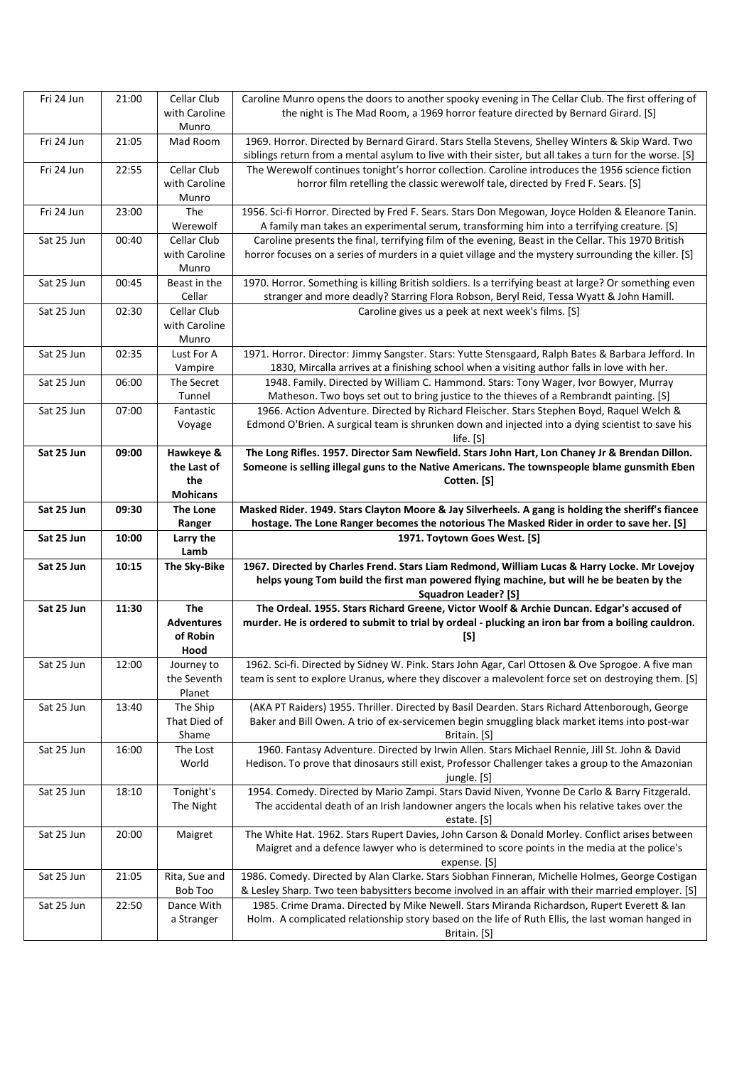| Fri 24 Jun | 21:00 | Cellar Club with Caroline Munro | Caroline Munro opens the doors to another spooky evening in The Cellar Club. The first offering of the night is The Mad Room, a 1969 horror feature directed by Bernard Girard. [S] |
|---|---|---|---|
| Fri 24 Jun | 21:05 | Mad Room | 1969. Horror. Directed by Bernard Girard. Stars Stella Stevens, Shelley Winters & Skip Ward. Two siblings return from a mental asylum to live with their sister, but all takes a turn for the worse. [S] |
| Fri 24 Jun | 22:55 | Cellar Club with Caroline Munro | The Werewolf continues tonight's horror collection. Caroline introduces the 1956 science fiction horror film retelling the classic werewolf tale, directed by Fred F. Sears. [S] |
| Fri 24 Jun | 23:00 | The Werewolf | 1956. Sci-fi Horror. Directed by Fred F. Sears. Stars Don Megowan, Joyce Holden & Eleanore Tanin. A family man takes an experimental serum, transforming him into a terrifying creature. [S] |
| Sat 25 Jun | 00:40 | Cellar Club with Caroline Munro | Caroline presents the final, terrifying film of the evening, Beast in the Cellar. This 1970 British horror focuses on a series of murders in a quiet village and the mystery surrounding the killer. [S] |
| Sat 25 Jun | 00:45 | Beast in the Cellar | 1970. Horror. Something is killing British soldiers. Is a terrifying beast at large? Or something even stranger and more deadly? Starring Flora Robson, Beryl Reid, Tessa Wyatt & John Hamill. |
| Sat 25 Jun | 02:30 | Cellar Club with Caroline Munro | Caroline gives us a peek at next week's films. [S] |
| Sat 25 Jun | 02:35 | Lust For A Vampire | 1971. Horror. Director: Jimmy Sangster. Stars: Yutte Stensgaard, Ralph Bates & Barbara Jefford. In 1830, Mircalla arrives at a finishing school when a visiting author falls in love with her. |
| Sat 25 Jun | 06:00 | The Secret Tunnel | 1948. Family. Directed by William C. Hammond. Stars: Tony Wager, Ivor Bowyer, Murray Matheson. Two boys set out to bring justice to the thieves of a Rembrandt painting. [S] |
| Sat 25 Jun | 07:00 | Fantastic Voyage | 1966. Action Adventure. Directed by Richard Fleischer. Stars Stephen Boyd, Raquel Welch & Edmond O'Brien. A surgical team is shrunken down and injected into a dying scientist to save his life. [S] |
| **Sat 25 Jun** | **09:00** | **Hawkeye & the Last of the Mohicans** | **The Long Rifles. 1957. Director Sam Newfield. Stars John Hart, Lon Chaney Jr & Brendan Dillon. Someone is selling illegal guns to the Native Americans. The townspeople blame gunsmith Eben Cotten. [S]** |
| **Sat 25 Jun** | **09:30** | **The Lone Ranger** | **Masked Rider. 1949. Stars Clayton Moore & Jay Silverheels. A gang is holding the sheriff's fiancee hostage. The Lone Ranger becomes the notorious The Masked Rider in order to save her. [S]** |
| **Sat 25 Jun** | **10:00** | **Larry the Lamb** | **1971. Toytown Goes West. [S]** |
| **Sat 25 Jun** | **10:15** | **The Sky-Bike** | **1967. Directed by Charles Frend. Stars Liam Redmond, William Lucas & Harry Locke. Mr Lovejoy helps young Tom build the first man powered flying machine, but will he be beaten by the Squadron Leader? [S]** |
| **Sat 25 Jun** | **11:30** | **The Adventures of Robin Hood** | **The Ordeal. 1955. Stars Richard Greene, Victor Woolf & Archie Duncan. Edgar's accused of murder. He is ordered to submit to trial by ordeal - plucking an iron bar from a boiling cauldron. [S]** |
| Sat 25 Jun | 12:00 | Journey to the Seventh Planet | 1962. Sci-fi. Directed by Sidney W. Pink. Stars John Agar, Carl Ottosen & Ove Sprogoe. A five man team is sent to explore Uranus, where they discover a malevolent force set on destroying them. [S] |
| Sat 25 Jun | 13:40 | The Ship That Died of Shame | (AKA PT Raiders) 1955. Thriller. Directed by Basil Dearden. Stars Richard Attenborough, George Baker and Bill Owen. A trio of ex-servicemen begin smuggling black market items into post-war Britain. [S] |
| Sat 25 Jun | 16:00 | The Lost World | 1960. Fantasy Adventure. Directed by Irwin Allen. Stars Michael Rennie, Jill St. John & David Hedison. To prove that dinosaurs still exist, Professor Challenger takes a group to the Amazonian jungle. [S] |
| Sat 25 Jun | 18:10 | Tonight's The Night | 1954. Comedy. Directed by Mario Zampi. Stars David Niven, Yvonne De Carlo & Barry Fitzgerald. The accidental death of an Irish landowner angers the locals when his relative takes over the estate. [S] |
| Sat 25 Jun | 20:00 | Maigret | The White Hat. 1962. Stars Rupert Davies, John Carson & Donald Morley. Conflict arises between Maigret and a defence lawyer who is determined to score points in the media at the police's expense. [S] |
| Sat 25 Jun | 21:05 | Rita, Sue and Bob Too | 1986. Comedy. Directed by Alan Clarke. Stars Siobhan Finneran, Michelle Holmes, George Costigan & Lesley Sharp. Two teen babysitters become involved in an affair with their married employer. [S] |
| Sat 25 Jun | 22:50 | Dance With a Stranger | 1985. Crime Drama. Directed by Mike Newell. Stars Miranda Richardson, Rupert Everett & Ian Holm. A complicated relationship story based on the life of Ruth Ellis, the last woman hanged in Britain. [S] |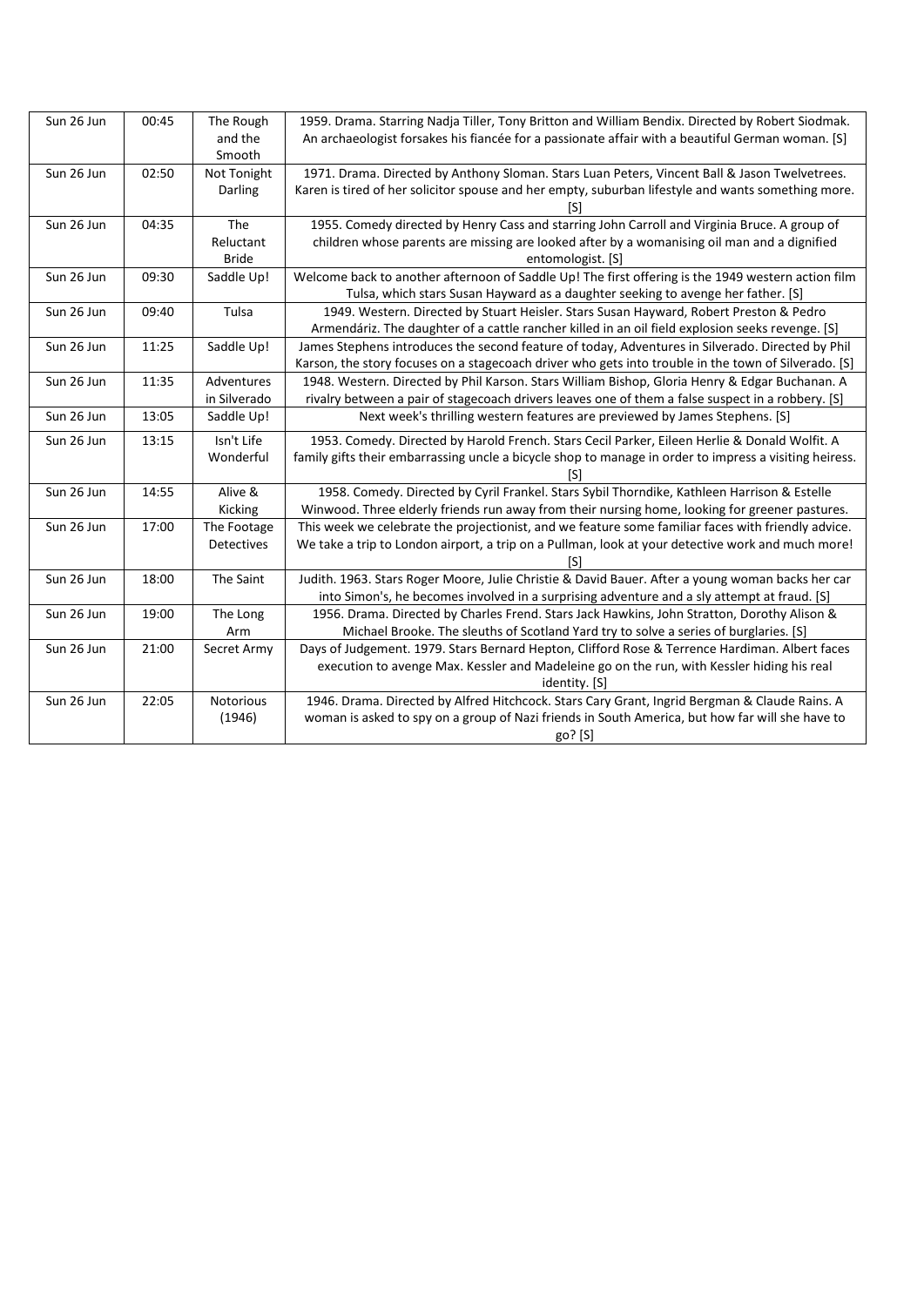| | | | |
|---|---|---|---|
| Sun 26 Jun | 00:45 | The Rough and the Smooth | 1959. Drama. Starring Nadja Tiller, Tony Britton and William Bendix. Directed by Robert Siodmak. An archaeologist forsakes his fiancée for a passionate affair with a beautiful German woman. [S] |
| Sun 26 Jun | 02:50 | Not Tonight Darling | 1971. Drama. Directed by Anthony Sloman. Stars Luan Peters, Vincent Ball & Jason Twelvetrees. Karen is tired of her solicitor spouse and her empty, suburban lifestyle and wants something more. [S] |
| Sun 26 Jun | 04:35 | The Reluctant Bride | 1955. Comedy directed by Henry Cass and starring John Carroll and Virginia Bruce. A group of children whose parents are missing are looked after by a womanising oil man and a dignified entomologist. [S] |
| Sun 26 Jun | 09:30 | Saddle Up! | Welcome back to another afternoon of Saddle Up! The first offering is the 1949 western action film Tulsa, which stars Susan Hayward as a daughter seeking to avenge her father. [S] |
| Sun 26 Jun | 09:40 | Tulsa | 1949. Western. Directed by Stuart Heisler. Stars Susan Hayward, Robert Preston & Pedro Armendáriz. The daughter of a cattle rancher killed in an oil field explosion seeks revenge. [S] |
| Sun 26 Jun | 11:25 | Saddle Up! | James Stephens introduces the second feature of today, Adventures in Silverado. Directed by Phil Karson, the story focuses on a stagecoach driver who gets into trouble in the town of Silverado. [S] |
| Sun 26 Jun | 11:35 | Adventures in Silverado | 1948. Western. Directed by Phil Karson. Stars William Bishop, Gloria Henry & Edgar Buchanan. A rivalry between a pair of stagecoach drivers leaves one of them a false suspect in a robbery. [S] |
| Sun 26 Jun | 13:05 | Saddle Up! | Next week's thrilling western features are previewed by James Stephens. [S] |
| Sun 26 Jun | 13:15 | Isn't Life Wonderful | 1953. Comedy. Directed by Harold French. Stars Cecil Parker, Eileen Herlie & Donald Wolfit. A family gifts their embarrassing uncle a bicycle shop to manage in order to impress a visiting heiress. [S] |
| Sun 26 Jun | 14:55 | Alive & Kicking | 1958. Comedy. Directed by Cyril Frankel. Stars Sybil Thorndike, Kathleen Harrison & Estelle Winwood. Three elderly friends run away from their nursing home, looking for greener pastures. |
| Sun 26 Jun | 17:00 | The Footage Detectives | This week we celebrate the projectionist, and we feature some familiar faces with friendly advice. We take a trip to London airport, a trip on a Pullman, look at your detective work and much more! [S] |
| Sun 26 Jun | 18:00 | The Saint | Judith. 1963. Stars Roger Moore, Julie Christie & David Bauer. After a young woman backs her car into Simon's, he becomes involved in a surprising adventure and a sly attempt at fraud. [S] |
| Sun 26 Jun | 19:00 | The Long Arm | 1956. Drama. Directed by Charles Frend. Stars Jack Hawkins, John Stratton, Dorothy Alison & Michael Brooke. The sleuths of Scotland Yard try to solve a series of burglaries. [S] |
| Sun 26 Jun | 21:00 | Secret Army | Days of Judgement. 1979. Stars Bernard Hepton, Clifford Rose & Terrence Hardiman. Albert faces execution to avenge Max. Kessler and Madeleine go on the run, with Kessler hiding his real identity. [S] |
| Sun 26 Jun | 22:05 | Notorious (1946) | 1946. Drama. Directed by Alfred Hitchcock. Stars Cary Grant, Ingrid Bergman & Claude Rains. A woman is asked to spy on a group of Nazi friends in South America, but how far will she have to go? [S] |